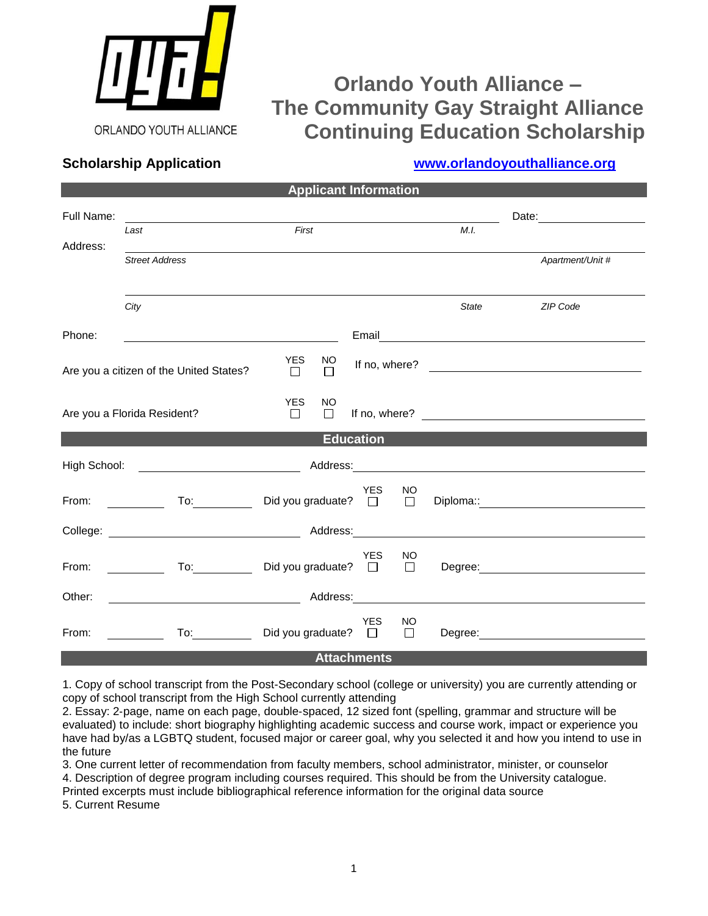ORLANDO YOUTH ALLIANCE

# Orlando Youth Alliance – The Community Gay Straight Alliance Continuing Education Scholarship

**Scholarship Application** [www.orlandoyouthalliance.org](http://www.orlandoyouthalliance.org)

## Applicant Information

Full Name: ______________________________________ Date: ______________
*Last* *First* *M.I.*

Address: ______________________________________
*Street Address* *Apartment/Unit #*

______________________________________
*City* *State* *ZIP Code*

Phone: ____________________ Email ____________________

Are you a citizen of the United States? YES ☐ NO ☐ If no, where? ____________________

Are you a Florida Resident? YES ☐ NO ☐ If no, where? ____________________

## Education

High School: ____________________ Address: ____________________

From: __________ To: __________ Did you graduate? YES ☐ NO ☐ Diploma:: ____________________

College: ____________________ Address: ____________________

From: __________ To: __________ Did you graduate? YES ☐ NO ☐ Degree: ____________________

Other: ____________________ Address: ____________________

From: __________ To: __________ Did you graduate? YES ☐ NO ☐ Degree: ____________________

## Attachments

1. Copy of school transcript from the Post-Secondary school (college or university) you are currently attending or copy of school transcript from the High School currently attending
2. Essay: 2-page, name on each page, double-spaced, 12 sized font (spelling, grammar and structure will be evaluated) to include: short biography highlighting academic success and course work, impact or experience you have had by/as a LGBTQ student, focused major or career goal, why you selected it and how you intend to use in the future
3. One current letter of recommendation from faculty members, school administrator, minister, or counselor
4. Description of degree program including courses required. This should be from the University catalogue. Printed excerpts must include bibliographical reference information for the original data source
5. Current Resume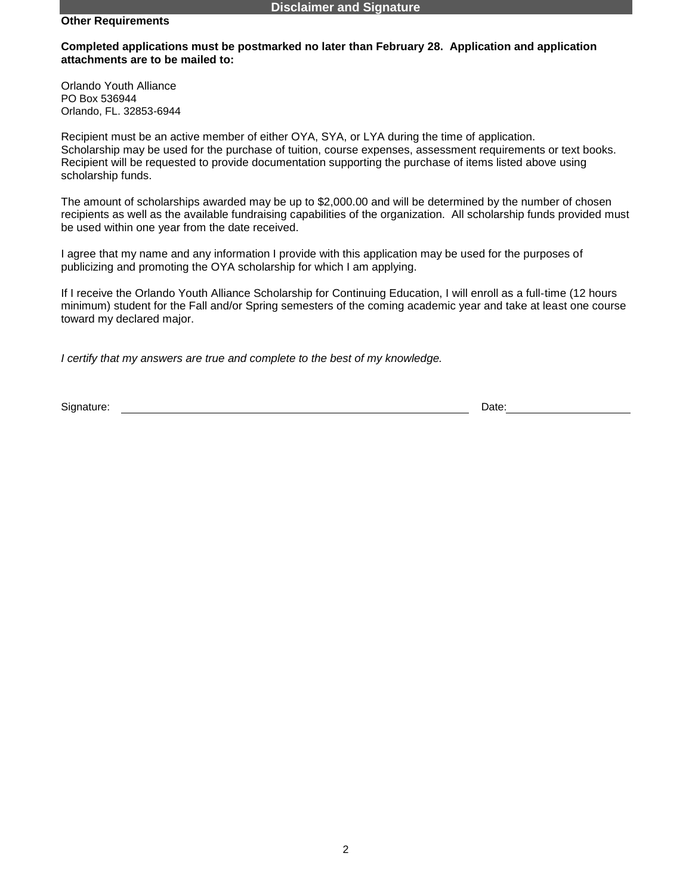## Disclaimer and Signature

**Other Requirements**

**Completed applications must be postmarked no later than February 28. Application and application attachments are to be mailed to:**

Orlando Youth Alliance
PO Box 536944
Orlando, FL. 32853-6944

Recipient must be an active member of either OYA, SYA, or LYA during the time of application.
Scholarship may be used for the purchase of tuition, course expenses, assessment requirements or text books.
Recipient will be requested to provide documentation supporting the purchase of items listed above using scholarship funds.

The amount of scholarships awarded may be up to $2,000.00 and will be determined by the number of chosen recipients as well as the available fundraising capabilities of the organization. All scholarship funds provided must be used within one year from the date received.

I agree that my name and any information I provide with this application may be used for the purposes of publicizing and promoting the OYA scholarship for which I am applying.

If I receive the Orlando Youth Alliance Scholarship for Continuing Education, I will enroll as a full-time (12 hours minimum) student for the Fall and/or Spring semesters of the coming academic year and take at least one course toward my declared major.

*I certify that my answers are true and complete to the best of my knowledge.*

Signature: ______________________________ Date: ______________